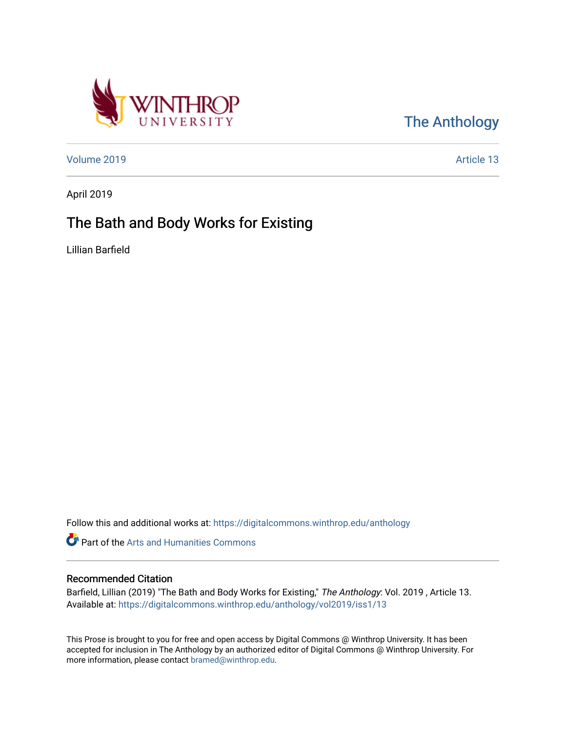The Anthology

Volume 2019 | Article 13

April 2019

# The Bath and Body Works for Existing

Lillian Barfield

Follow this and additional works at: https://digitalcommons.winthrop.edu/anthology

Part of the Arts and Humanities Commons

## Recommended Citation

Barfield, Lillian (2019) "The Bath and Body Works for Existing," *The Anthology*: Vol. 2019 , Article 13.
Available at: https://digitalcommons.winthrop.edu/anthology/vol2019/iss1/13

This Prose is brought to you for free and open access by Digital Commons @ Winthrop University. It has been accepted for inclusion in The Anthology by an authorized editor of Digital Commons @ Winthrop University. For more information, please contact bramed@winthrop.edu.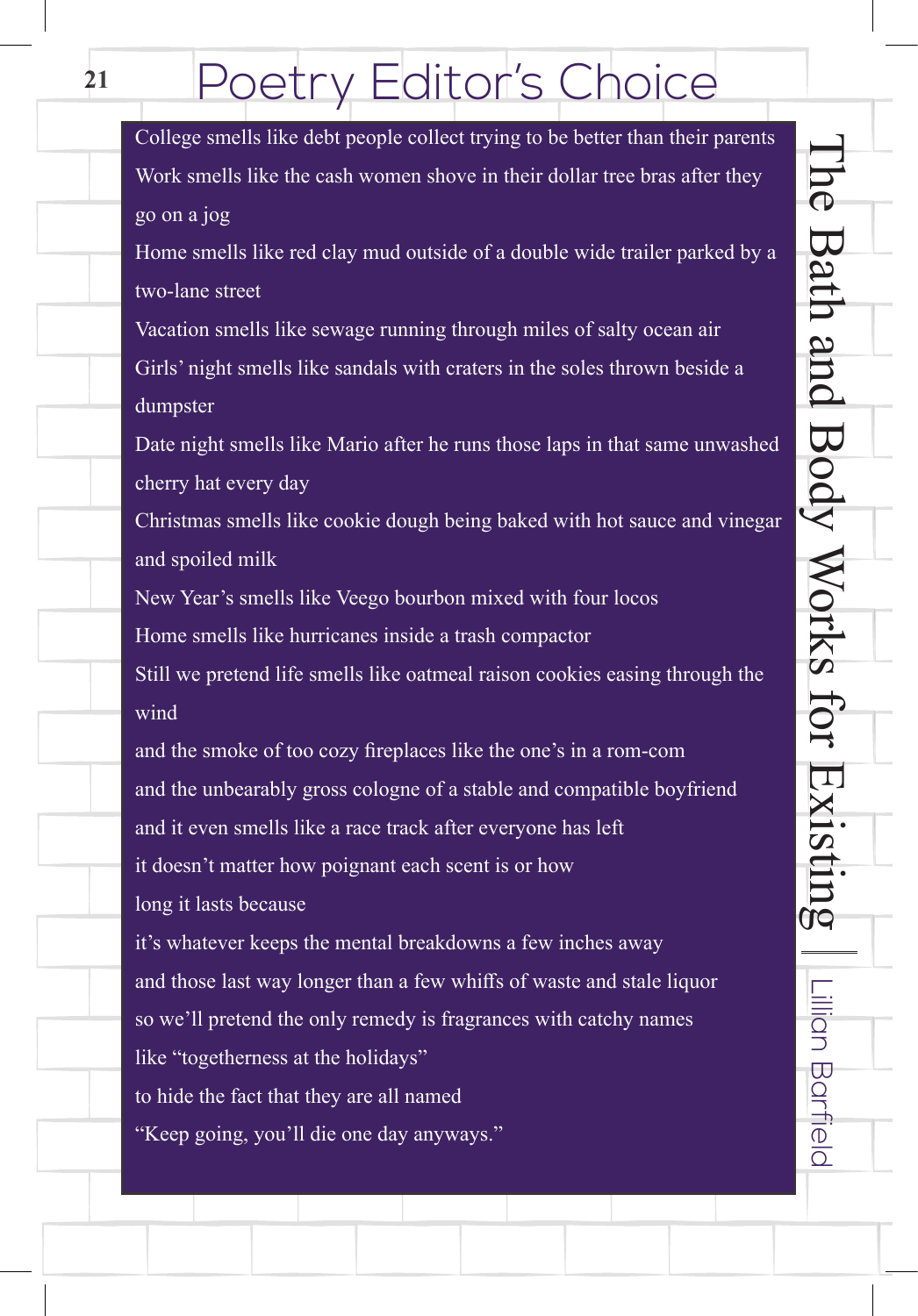# Poetry Editor's Choice

## The Bath and Body Works for Existing

Lillian Barfield

College smells like debt people collect trying to be better than their parents
Work smells like the cash women shove in their dollar tree bras after they go on a jog
Home smells like red clay mud outside of a double wide trailer parked by a two-lane street
Vacation smells like sewage running through miles of salty ocean air
Girls' night smells like sandals with craters in the soles thrown beside a dumpster
Date night smells like Mario after he runs those laps in that same unwashed cherry hat every day
Christmas smells like cookie dough being baked with hot sauce and vinegar and spoiled milk
New Year's smells like Veego bourbon mixed with four locos
Home smells like hurricanes inside a trash compactor
Still we pretend life smells like oatmeal raison cookies easing through the wind
and the smoke of too cozy fireplaces like the one's in a rom-com
and the unbearably gross cologne of a stable and compatible boyfriend
and it even smells like a race track after everyone has left
it doesn't matter how poignant each scent is or how
long it lasts because
it's whatever keeps the mental breakdowns a few inches away
and those last way longer than a few whiffs of waste and stale liquor
so we'll pretend the only remedy is fragrances with catchy names
like "togetherness at the holidays"
to hide the fact that they are all named
"Keep going, you'll die one day anyways."